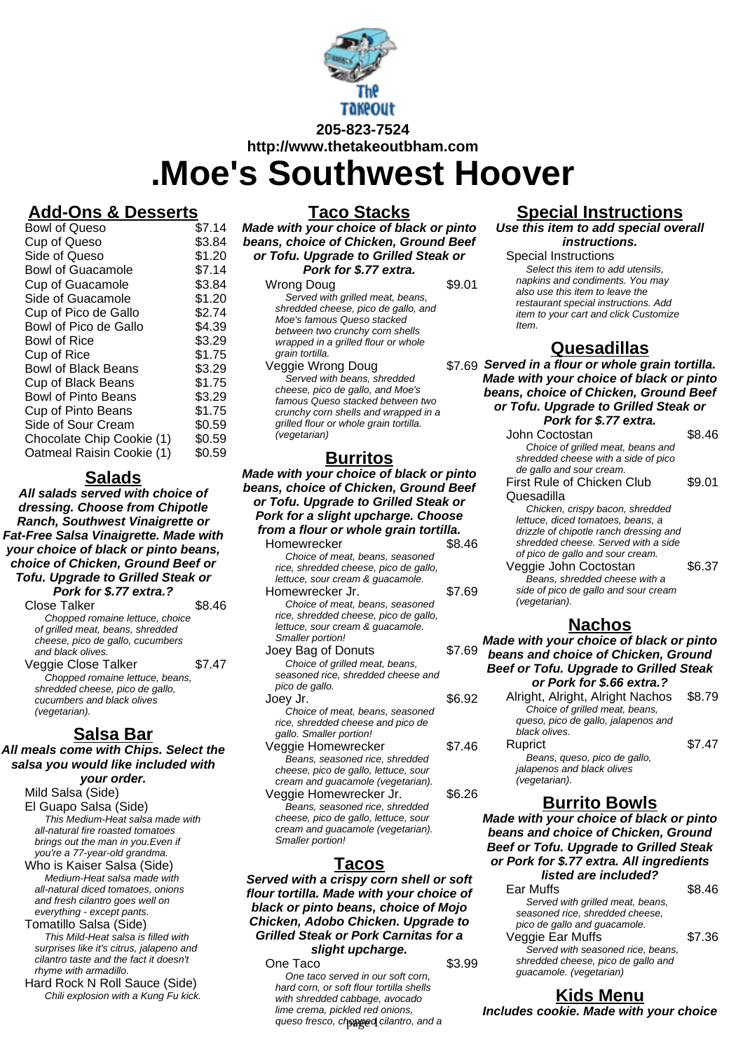**205-823-7524**
**http://www.thetakeoutbham.com**

# .Moe's Southwest Hoover

## Add-Ons & Desserts

| Item | Price |
|---|---|
| Bowl of Queso | $7.14 |
| Cup of Queso | $3.84 |
| Side of Queso | $1.20 |
| Bowl of Guacamole | $7.14 |
| Cup of Guacamole | $3.84 |
| Side of Guacamole | $1.20 |
| Cup of Pico de Gallo | $2.74 |
| Bowl of Pico de Gallo | $4.39 |
| Bowl of Rice | $3.29 |
| Cup of Rice | $1.75 |
| Bowl of Black Beans | $3.29 |
| Cup of Black Beans | $1.75 |
| Bowl of Pinto Beans | $3.29 |
| Cup of Pinto Beans | $1.75 |
| Side of Sour Cream | $0.59 |
| Chocolate Chip Cookie (1) | $0.59 |
| Oatmeal Raisin Cookie (1) | $0.59 |

## Salads

***All salads served with choice of dressing. Choose from Chipotle Ranch, Southwest Vinaigrette or Fat-Free Salsa Vinaigrette. Made with your choice of black or pinto beans, choice of Chicken, Ground Beef or Tofu. Upgrade to Grilled Steak or Pork for $.77 extra.?***

Close Talker — $8.46
*Chopped romaine lettuce, choice of grilled meat, beans, shredded cheese, pico de gallo, cucumbers and black olives.*

Veggie Close Talker — $7.47
*Chopped romaine lettuce, beans, shredded cheese, pico de gallo, cucumbers and black olives (vegetarian).*

## Salsa Bar

***All meals come with Chips. Select the salsa you would like included with your order.***

Mild Salsa (Side)

El Guapo Salsa (Side)
*This Medium-Heat salsa made with all-natural fire roasted tomatoes brings out the man in you.Even if you're a 77-year-old grandma.*

Who is Kaiser Salsa (Side)
*Medium-Heat salsa made with all-natural diced tomatoes, onions and fresh cilantro goes well on everything - except pants.*

Tomatillo Salsa (Side)
*This Mild-Heat salsa is filled with surprises like it's citrus, jalapeno and cilantro taste and the fact it doesn't rhyme with armadillo.*

Hard Rock N Roll Sauce (Side)
*Chili explosion with a Kung Fu kick.*

## Taco Stacks

***Made with your choice of black or pinto beans, choice of Chicken, Ground Beef or Tofu. Upgrade to Grilled Steak or Pork for $.77 extra.***

Wrong Doug — $9.01
*Served with grilled meat, beans, shredded cheese, pico de gallo, and Moe's famous Queso stacked between two crunchy corn shells wrapped in a grilled flour or whole grain tortilla.*

Veggie Wrong Doug — $7.69
*Served with beans, shredded cheese, pico de gallo, and Moe's famous Queso stacked between two crunchy corn shells and wrapped in a grilled flour or whole grain tortilla. (vegetarian)*

## Burritos

***Made with your choice of black or pinto beans, choice of Chicken, Ground Beef or Tofu. Upgrade to Grilled Steak or Pork for a slight upcharge. Choose from a flour or whole grain tortilla.***

Homewrecker — $8.46
*Choice of meat, beans, seasoned rice, shredded cheese, pico de gallo, lettuce, sour cream & guacamole.*

Homewrecker Jr. — $7.69
*Choice of meat, beans, seasoned rice, shredded cheese, pico de gallo, lettuce, sour cream & guacamole. Smaller portion!*

Joey Bag of Donuts — $7.69
*Choice of grilled meat, beans, seasoned rice, shredded cheese and pico de gallo.*

Joey Jr. — $6.92
*Choice of meat, beans, seasoned rice, shredded cheese and pico de gallo. Smaller portion!*

Veggie Homewrecker — $7.46
*Beans, seasoned rice, shredded cheese, pico de gallo, lettuce, sour cream and guacamole (vegetarian).*

Veggie Homewrecker Jr. — $6.26
*Beans, seasoned rice, shredded cheese, pico de gallo, lettuce, sour cream and guacamole (vegetarian). Smaller portion!*

## Tacos

***Served with a crispy corn shell or soft flour tortilla. Made with your choice of black or pinto beans, choice of Mojo Chicken, Adobo Chicken. Upgrade to Grilled Steak or Pork Carnitas for a slight upcharge.***

One Taco — $3.99
*One taco served in our soft corn, hard corn, or soft flour tortilla shells with shredded cabbage, avocado lime crema, pickled red onions, queso fresco, chopped cilantro, and a*

## Special Instructions

***Use this item to add special overall instructions.***

Special Instructions
*Select this item to add utensils, napkins and condiments. You may also use this item to leave the restaurant special instructions. Add item to your cart and click Customize Item.*

## Quesadillas

***Served in a flour or whole grain tortilla. Made with your choice of black or pinto beans, choice of Chicken, Ground Beef or Tofu. Upgrade to Grilled Steak or Pork for $.77 extra.***

John Coctostan — $8.46
*Choice of grilled meat, beans and shredded cheese with a side of pico de gallo and sour cream.*

First Rule of Chicken Club Quesadilla — $9.01
*Chicken, crispy bacon, shredded lettuce, diced tomatoes, beans, a drizzle of chipotle ranch dressing and shredded cheese. Served with a side of pico de gallo and sour cream.*

Veggie John Coctostan — $6.37
*Beans, shredded cheese with a side of pico de gallo and sour cream (vegetarian).*

## Nachos

***Made with your choice of black or pinto beans and choice of Chicken, Ground Beef or Tofu. Upgrade to Grilled Steak or Pork for $.66 extra.?***

Alright, Alright, Alright Nachos — $8.79
*Choice of grilled meat, beans, queso, pico de gallo, jalapenos and black olives.*

Rupict — $7.47
*Beans, queso, pico de gallo, jalapenos and black olives (vegetarian).*

## Burrito Bowls

***Made with your choice of black or pinto beans and choice of Chicken, Ground Beef or Tofu. Upgrade to Grilled Steak or Pork for $.77 extra. All ingredients listed are included?***

Ear Muffs — $8.46
*Served with grilled meat, beans, seasoned rice, shredded cheese, pico de gallo and guacamole.*

Veggie Ear Muffs — $7.36
*Served with seasoned rice, beans, shredded cheese, pico de gallo and guacamole. (vegetarian)*

## Kids Menu

***Includes cookie. Made with your choice***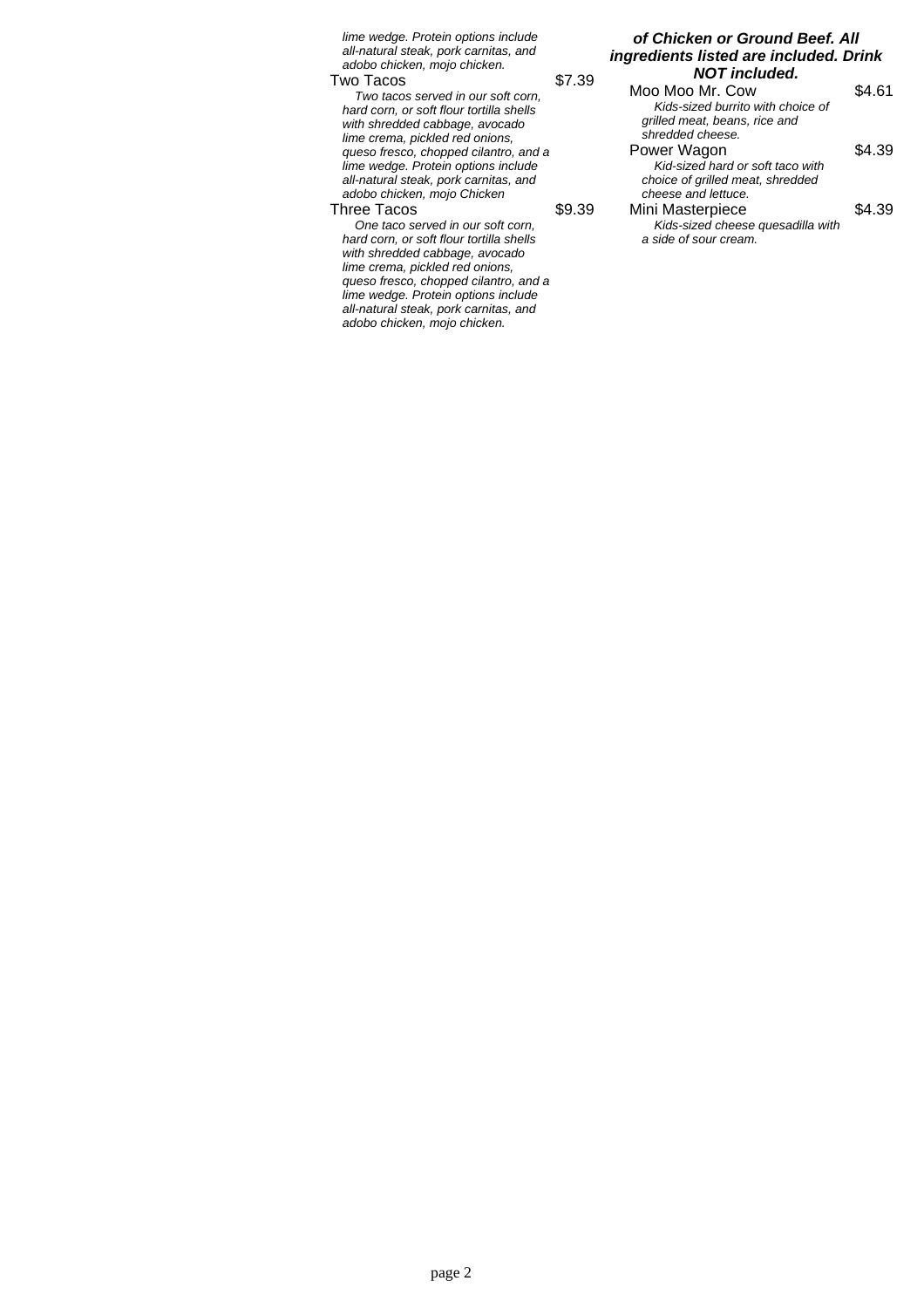*lime wedge. Protein options include all-natural steak, pork carnitas, and adobo chicken, mojo chicken.*

Two Tacos $7.39

*Two tacos served in our soft corn, hard corn, or soft flour tortilla shells with shredded cabbage, avocado lime crema, pickled red onions, queso fresco, chopped cilantro, and a lime wedge. Protein options include all-natural steak, pork carnitas, and adobo chicken, mojo Chicken*

Three Tacos $9.39

*One taco served in our soft corn, hard corn, or soft flour tortilla shells with shredded cabbage, avocado lime crema, pickled red onions, queso fresco, chopped cilantro, and a lime wedge. Protein options include all-natural steak, pork carnitas, and adobo chicken, mojo chicken.*

***of Chicken or Ground Beef. All ingredients listed are included. Drink NOT included.***

Moo Moo Mr. Cow $4.61

*Kids-sized burrito with choice of grilled meat, beans, rice and shredded cheese.*

Power Wagon $4.39

*Kid-sized hard or soft taco with choice of grilled meat, shredded cheese and lettuce.*

Mini Masterpiece $4.39

*Kids-sized cheese quesadilla with a side of sour cream.*